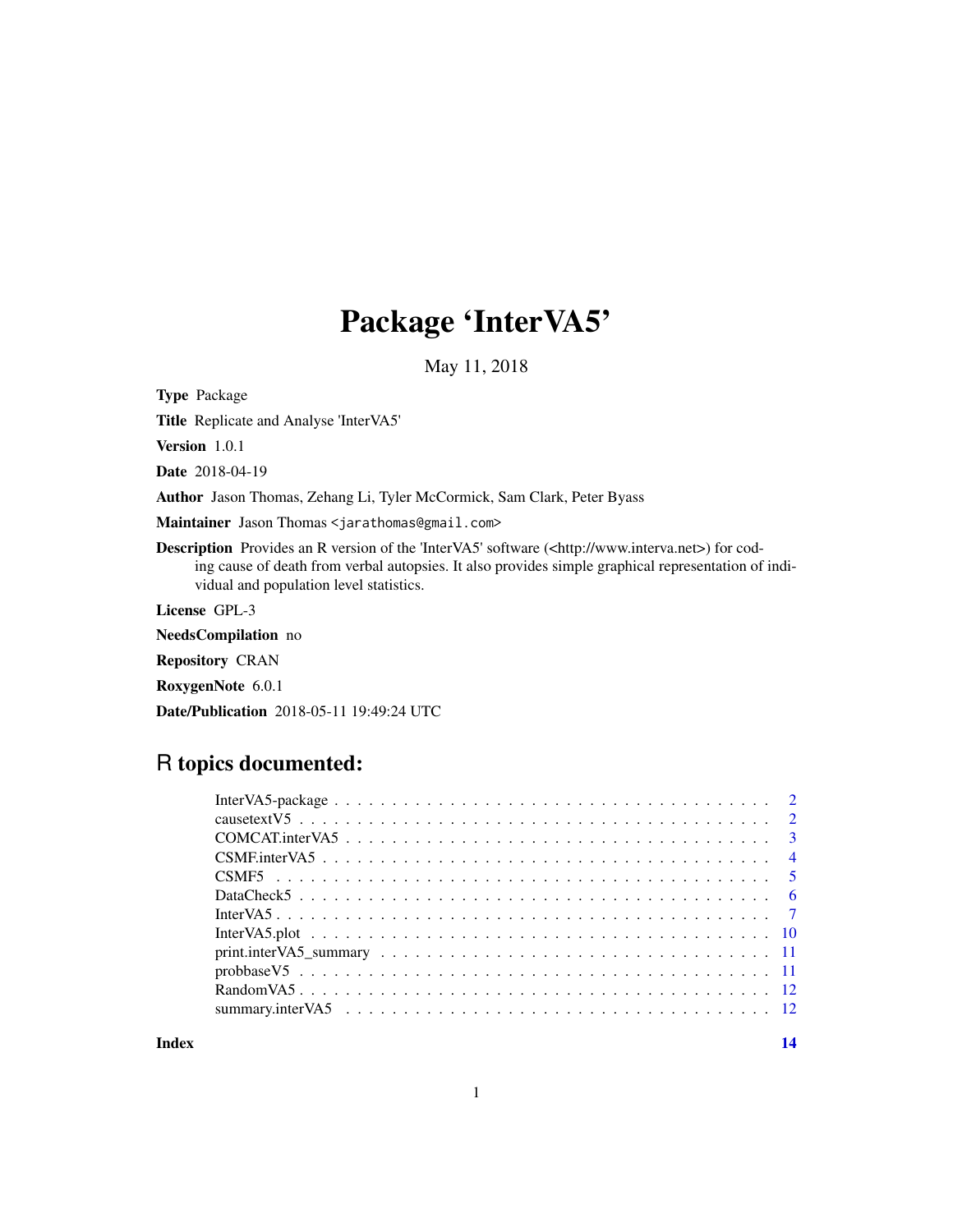# Package 'InterVA5'

May 11, 2018

**Type** Package

**Title** Replicate and Analyse 'InterVA5'

**Version** 1.0.1

**Date** 2018-04-19

**Author** Jason Thomas, Zehang Li, Tyler McCormick, Sam Clark, Peter Byass

**Maintainer** Jason Thomas <jarathomas@gmail.com>

**Description** Provides an R version of the 'InterVA5' software (<http://www.interva.net>) for coding cause of death from verbal autopsies. It also provides simple graphical representation of individual and population level statistics.

**License** GPL-3

**NeedsCompilation** no

**Repository** CRAN

**RoxygenNote** 6.0.1

**Date/Publication** 2018-05-11 19:49:24 UTC

## R topics documented:

| | |
|---|---|
| InterVA5-package | 2 |
| causetextV5 | 2 |
| COMCAT.interVA5 | 3 |
| CSMF.interVA5 | 4 |
| CSMF5 | 5 |
| DataCheck5 | 6 |
| InterVA5 | 7 |
| InterVA5.plot | 10 |
| print.interVA5_summary | 11 |
| probbaseV5 | 11 |
| RandomVA5 | 12 |
| summary.interVA5 | 12 |
| **Index** | **14** |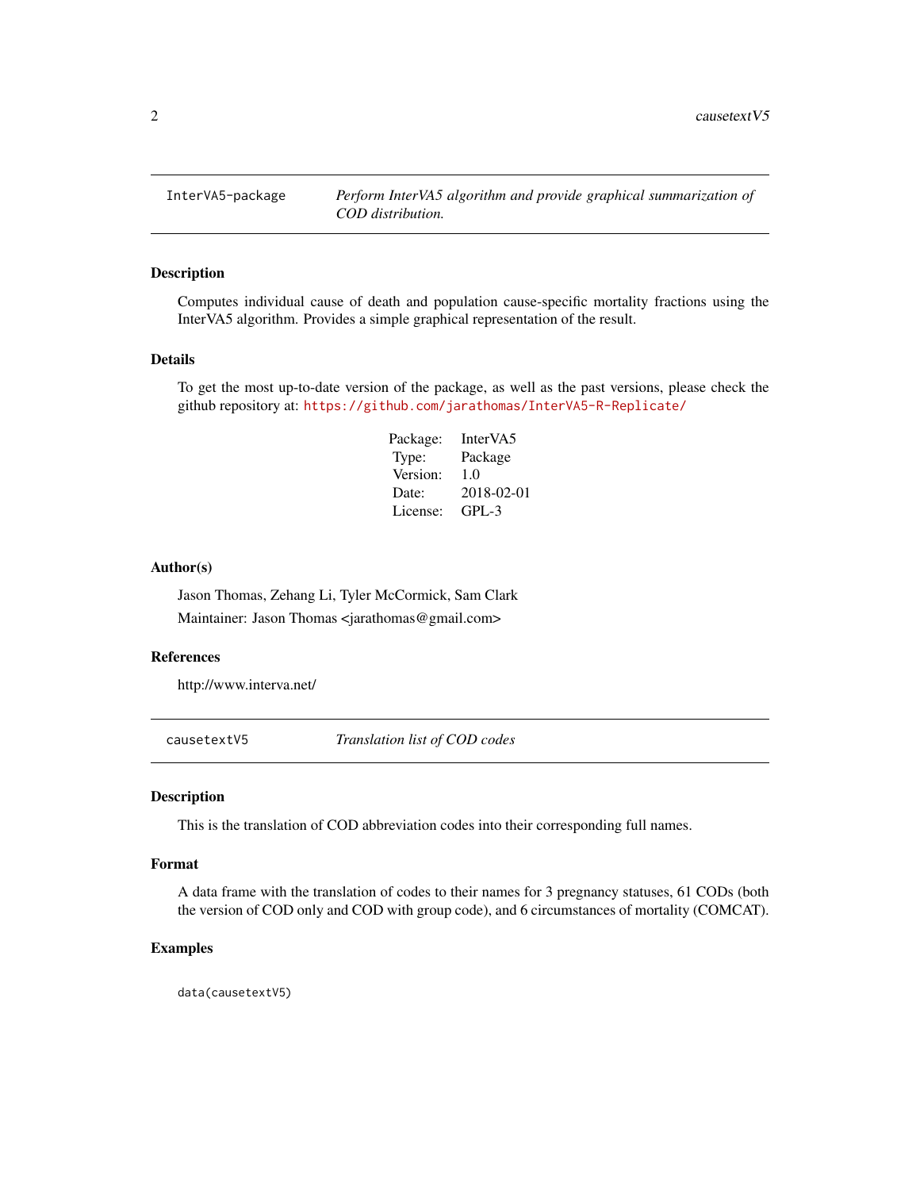## InterVA5-package

*Perform InterVA5 algorithm and provide graphical summarization of COD distribution.*

### Description

Computes individual cause of death and population cause-specific mortality fractions using the InterVA5 algorithm. Provides a simple graphical representation of the result.

### Details

To get the most up-to-date version of the package, as well as the past versions, please check the github repository at: https://github.com/jarathomas/InterVA5-R-Replicate/

| | |
|---|---|
| Package: | InterVA5 |
| Type: | Package |
| Version: | 1.0 |
| Date: | 2018-02-01 |
| License: | GPL-3 |

### Author(s)

Jason Thomas, Zehang Li, Tyler McCormick, Sam Clark

Maintainer: Jason Thomas <jarathomas@gmail.com>

### References

http://www.interva.net/

## causetextV5

*Translation list of COD codes*

### Description

This is the translation of COD abbreviation codes into their corresponding full names.

### Format

A data frame with the translation of codes to their names for 3 pregnancy statuses, 61 CODs (both the version of COD only and COD with group code), and 6 circumstances of mortality (COMCAT).

### Examples

```
data(causetextV5)
```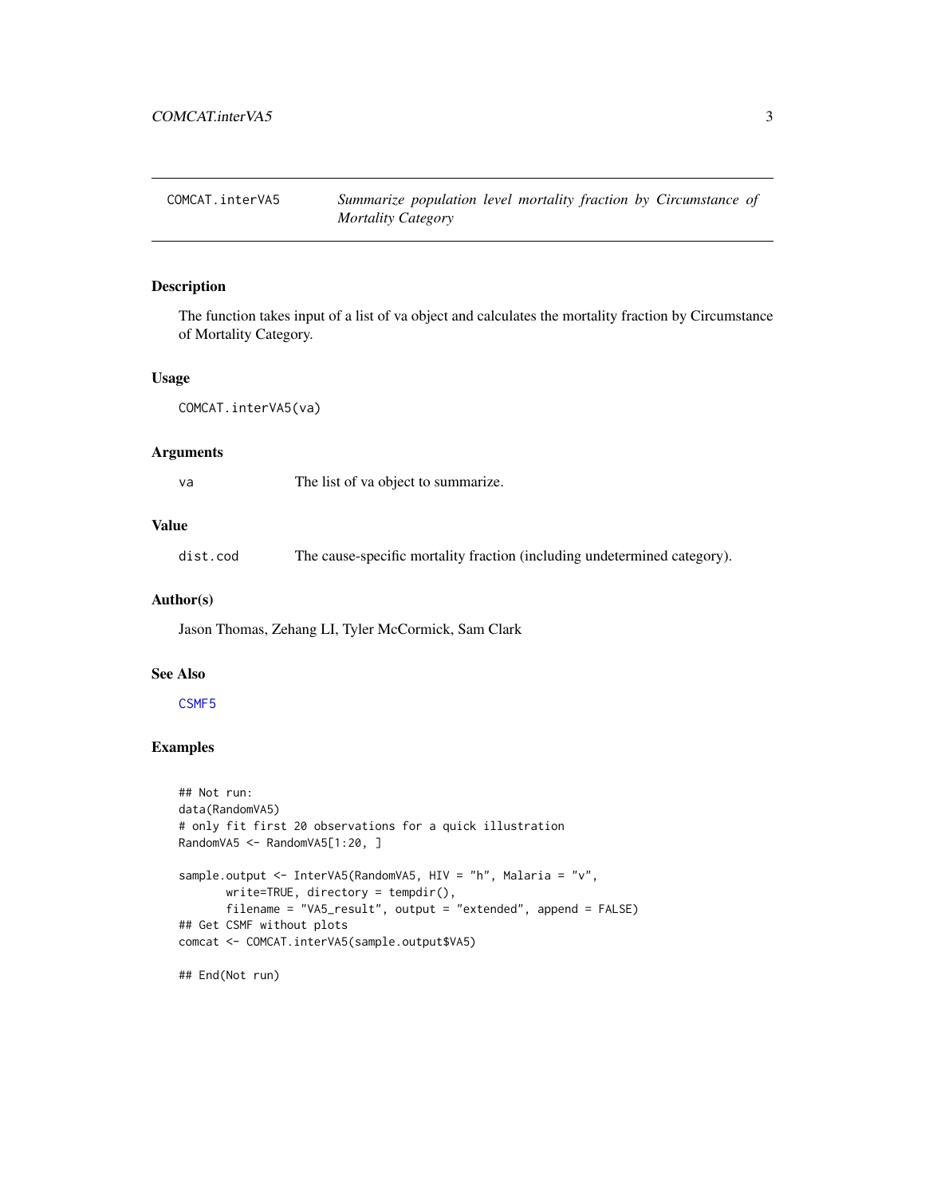# COMCAT.interVA5 — *Summarize population level mortality fraction by Circumstance of Mortality Category*

## Description

The function takes input of a list of va object and calculates the mortality fraction by Circumstance of Mortality Category.

## Usage

```
COMCAT.interVA5(va)
```

## Arguments

| | |
|---|---|
| va | The list of va object to summarize. |

## Value

| | |
|---|---|
| dist.cod | The cause-specific mortality fraction (including undetermined category). |

## Author(s)

Jason Thomas, Zehang LI, Tyler McCormick, Sam Clark

## See Also

CSMF5

## Examples

```
## Not run:
data(RandomVA5)
# only fit first 20 observations for a quick illustration
RandomVA5 <- RandomVA5[1:20, ]

sample.output <- InterVA5(RandomVA5, HIV = "h", Malaria = "v",
       write=TRUE, directory = tempdir(),
       filename = "VA5_result", output = "extended", append = FALSE)
## Get CSMF without plots
comcat <- COMCAT.interVA5(sample.output$VA5)

## End(Not run)
```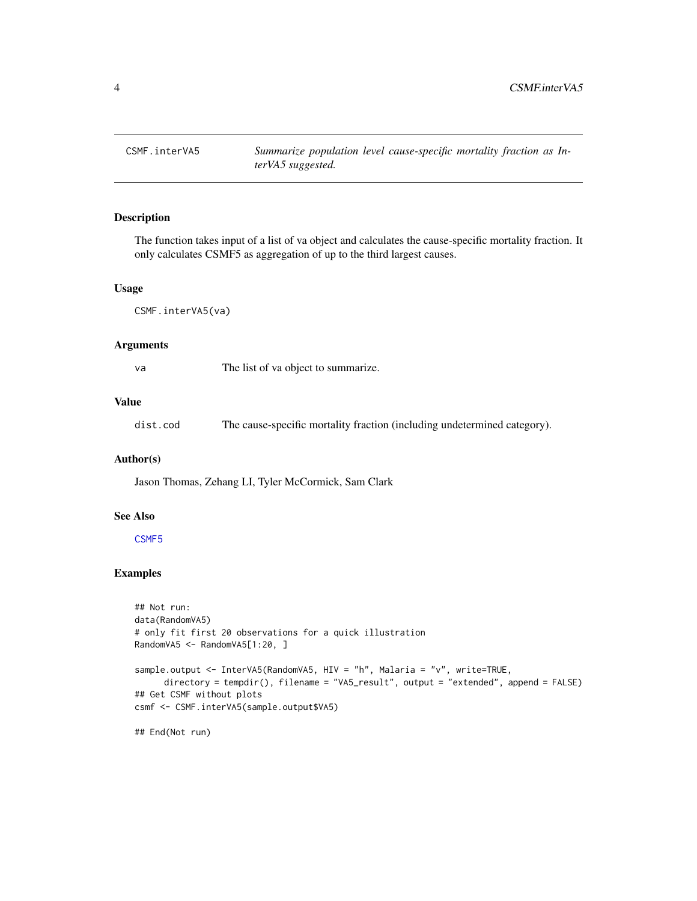## CSMF.interVA5 — *Summarize population level cause-specific mortality fraction as InterVA5 suggested.*

### Description

The function takes input of a list of va object and calculates the cause-specific mortality fraction. It only calculates CSMF5 as aggregation of up to the third largest causes.

### Usage

```
CSMF.interVA5(va)
```

### Arguments

| | |
|---|---|
| va | The list of va object to summarize. |

### Value

| | |
|---|---|
| dist.cod | The cause-specific mortality fraction (including undetermined category). |

### Author(s)

Jason Thomas, Zehang LI, Tyler McCormick, Sam Clark

### See Also

CSMF5

### Examples

```
## Not run:
data(RandomVA5)
# only fit first 20 observations for a quick illustration
RandomVA5 <- RandomVA5[1:20, ]

sample.output <- InterVA5(RandomVA5, HIV = "h", Malaria = "v", write=TRUE,
     directory = tempdir(), filename = "VA5_result", output = "extended", append = FALSE)
## Get CSMF without plots
csmf <- CSMF.interVA5(sample.output$VA5)

## End(Not run)
```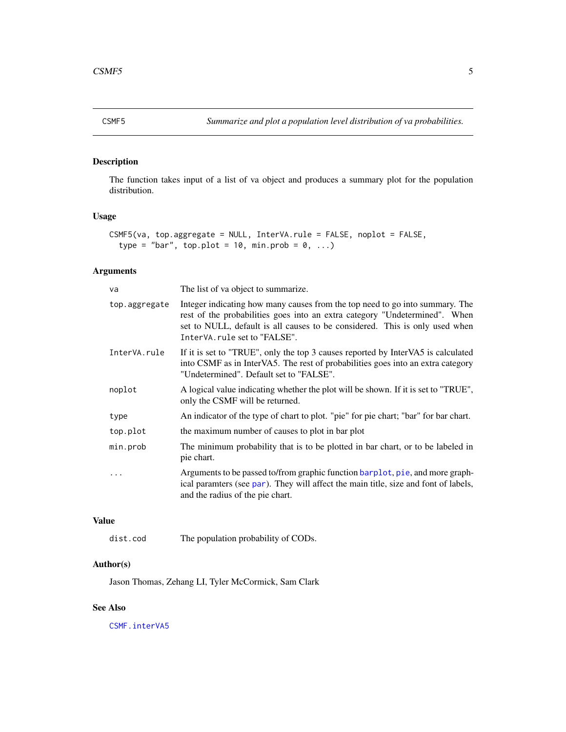CSMF5 *Summarize and plot a population level distribution of va probabilities.*

## Description

The function takes input of a list of va object and produces a summary plot for the population distribution.

## Usage

```
CSMF5(va, top.aggregate = NULL, InterVA.rule = FALSE, noplot = FALSE,
  type = "bar", top.plot = 10, min.prob = 0, ...)
```

## Arguments

| | |
|---|---|
| `va` | The list of va object to summarize. |
| `top.aggregate` | Integer indicating how many causes from the top need to go into summary. The rest of the probabilities goes into an extra category "Undetermined". When set to NULL, default is all causes to be considered. This is only used when `InterVA.rule` set to "FALSE". |
| `InterVA.rule` | If it is set to "TRUE", only the top 3 causes reported by InterVA5 is calculated into CSMF as in InterVA5. The rest of probabilities goes into an extra category "Undetermined". Default set to "FALSE". |
| `noplot` | A logical value indicating whether the plot will be shown. If it is set to "TRUE", only the CSMF will be returned. |
| `type` | An indicator of the type of chart to plot. "pie" for pie chart; "bar" for bar chart. |
| `top.plot` | the maximum number of causes to plot in bar plot |
| `min.prob` | The minimum probability that is to be plotted in bar chart, or to be labeled in pie chart. |
| `...` | Arguments to be passed to/from graphic function `barplot`, `pie`, and more graphical paramters (see `par`). They will affect the main title, size and font of labels, and the radius of the pie chart. |

## Value

| | |
|---|---|
| `dist.cod` | The population probability of CODs. |

## Author(s)

Jason Thomas, Zehang LI, Tyler McCormick, Sam Clark

## See Also

`CSMF.interVA5`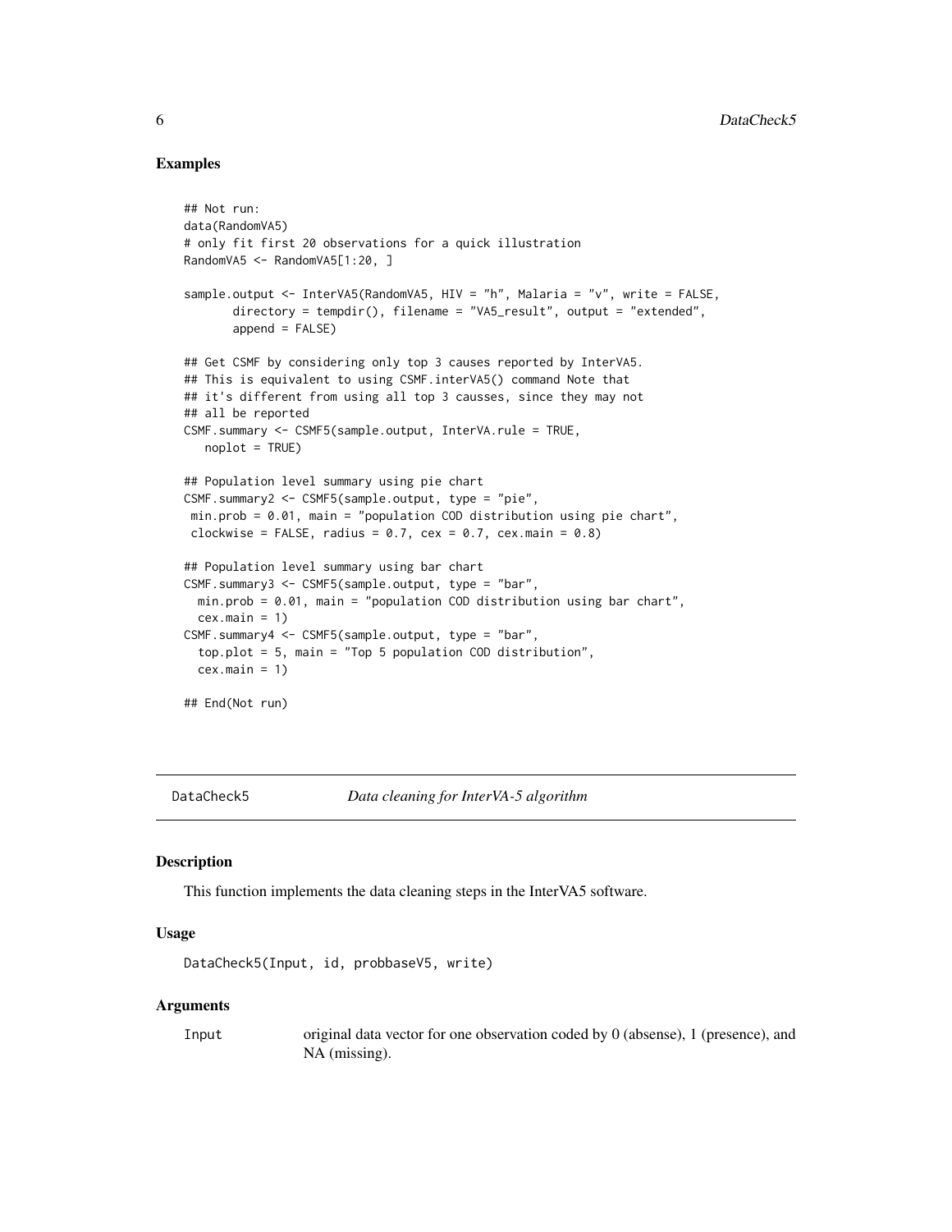### Examples

```
## Not run:
data(RandomVA5)
# only fit first 20 observations for a quick illustration
RandomVA5 <- RandomVA5[1:20, ]

sample.output <- InterVA5(RandomVA5, HIV = "h", Malaria = "v", write = FALSE,
       directory = tempdir(), filename = "VA5_result", output = "extended",
       append = FALSE)

## Get CSMF by considering only top 3 causes reported by InterVA5.
## This is equivalent to using CSMF.interVA5() command Note that
## it's different from using all top 3 causses, since they may not
## all be reported
CSMF.summary <- CSMF5(sample.output, InterVA.rule = TRUE,
   noplot = TRUE)

## Population level summary using pie chart
CSMF.summary2 <- CSMF5(sample.output, type = "pie",
 min.prob = 0.01, main = "population COD distribution using pie chart",
 clockwise = FALSE, radius = 0.7, cex = 0.7, cex.main = 0.8)

## Population level summary using bar chart
CSMF.summary3 <- CSMF5(sample.output, type = "bar",
  min.prob = 0.01, main = "population COD distribution using bar chart",
  cex.main = 1)
CSMF.summary4 <- CSMF5(sample.output, type = "bar",
  top.plot = 5, main = "Top 5 population COD distribution",
  cex.main = 1)

## End(Not run)
```

---

## DataCheck5 — *Data cleaning for InterVA-5 algorithm*

### Description

This function implements the data cleaning steps in the InterVA5 software.

### Usage

```
DataCheck5(Input, id, probbaseV5, write)
```

### Arguments

| | |
|---|---|
| Input | original data vector for one observation coded by 0 (absense), 1 (presence), and NA (missing). |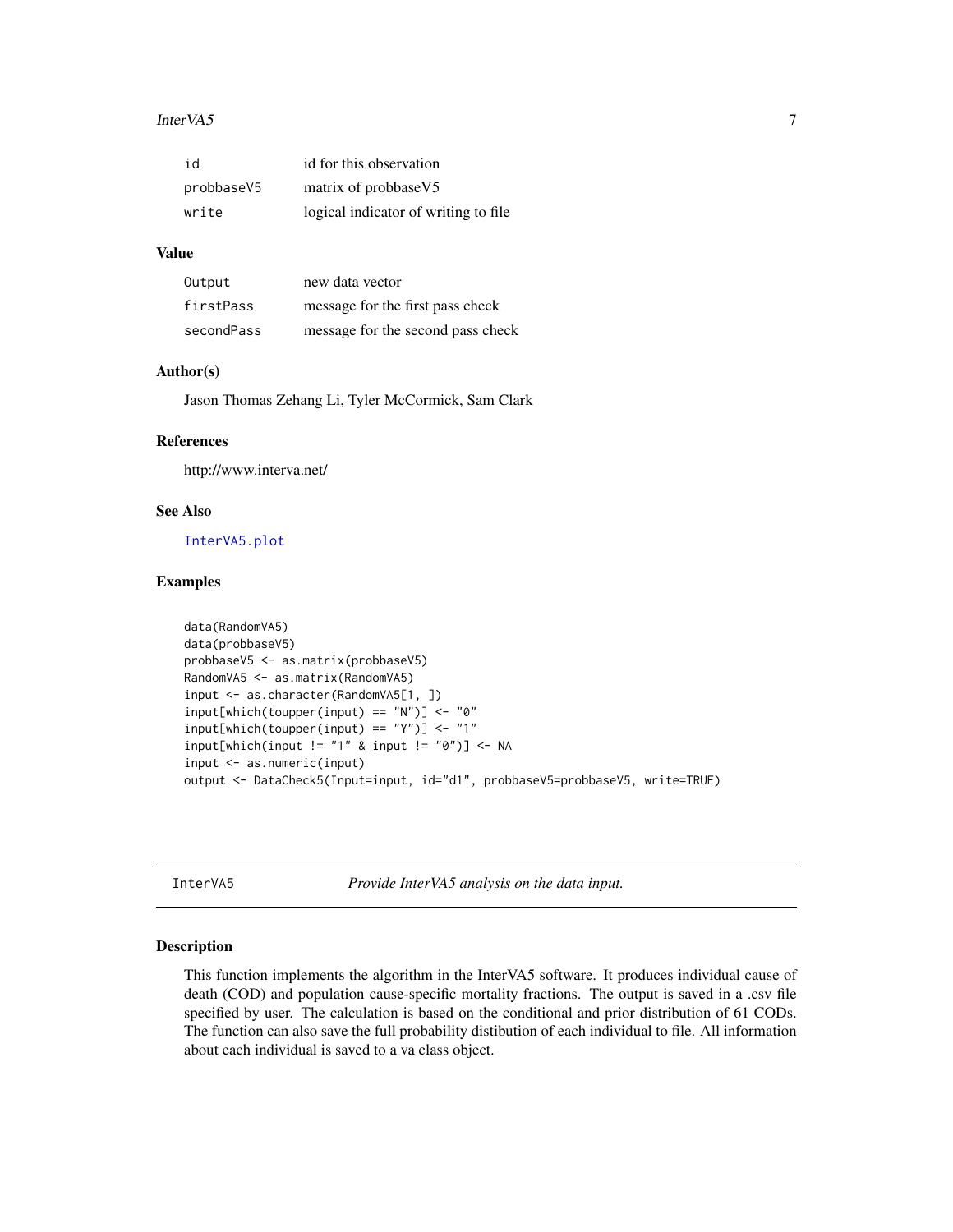| | |
|---|---|
| id | id for this observation |
| probbaseV5 | matrix of probbaseV5 |
| write | logical indicator of writing to file |

### Value

| | |
|---|---|
| Output | new data vector |
| firstPass | message for the first pass check |
| secondPass | message for the second pass check |

### Author(s)

Jason Thomas Zehang Li, Tyler McCormick, Sam Clark

### References

http://www.interva.net/

### See Also

InterVA5.plot

### Examples

```
data(RandomVA5)
data(probbaseV5)
probbaseV5 <- as.matrix(probbaseV5)
RandomVA5 <- as.matrix(RandomVA5)
input <- as.character(RandomVA5[1, ])
input[which(toupper(input) == "N")] <- "0"
input[which(toupper(input) == "Y")] <- "1"
input[which(input != "1" & input != "0")] <- NA
input <- as.numeric(input)
output <- DataCheck5(Input=input, id="d1", probbaseV5=probbaseV5, write=TRUE)
```

---

## InterVA5 — *Provide InterVA5 analysis on the data input.*

### Description

This function implements the algorithm in the InterVA5 software. It produces individual cause of death (COD) and population cause-specific mortality fractions. The output is saved in a .csv file specified by user. The calculation is based on the conditional and prior distribution of 61 CODs. The function can also save the full probability distibution of each individual to file. All information about each individual is saved to a va class object.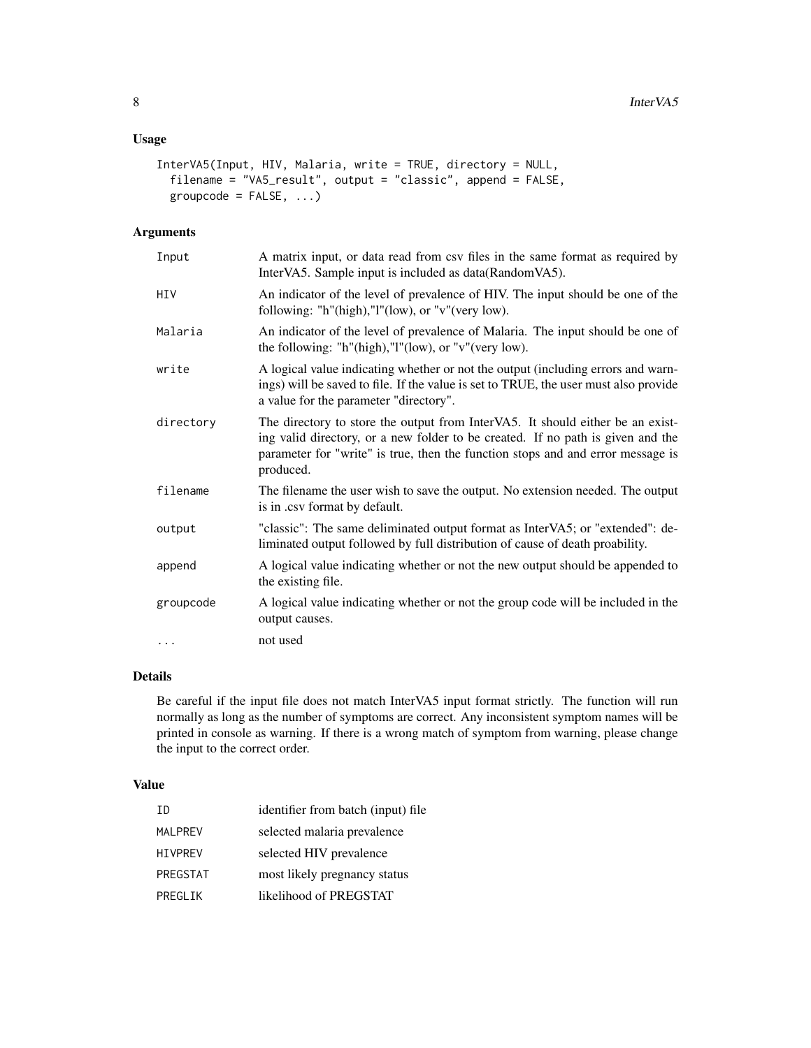## Usage

```
InterVA5(Input, HIV, Malaria, write = TRUE, directory = NULL,
  filename = "VA5_result", output = "classic", append = FALSE,
  groupcode = FALSE, ...)
```

## Arguments

| | |
|---|---|
| Input | A matrix input, or data read from csv files in the same format as required by InterVA5. Sample input is included as data(RandomVA5). |
| HIV | An indicator of the level of prevalence of HIV. The input should be one of the following: "h"(high),"l"(low), or "v"(very low). |
| Malaria | An indicator of the level of prevalence of Malaria. The input should be one of the following: "h"(high),"l"(low), or "v"(very low). |
| write | A logical value indicating whether or not the output (including errors and warnings) will be saved to file. If the value is set to TRUE, the user must also provide a value for the parameter "directory". |
| directory | The directory to store the output from InterVA5. It should either be an existing valid directory, or a new folder to be created. If no path is given and the parameter for "write" is true, then the function stops and and error message is produced. |
| filename | The filename the user wish to save the output. No extension needed. The output is in .csv format by default. |
| output | "classic": The same deliminated output format as InterVA5; or "extended": deliminated output followed by full distribution of cause of death proability. |
| append | A logical value indicating whether or not the new output should be appended to the existing file. |
| groupcode | A logical value indicating whether or not the group code will be included in the output causes. |
| ... | not used |

## Details

Be careful if the input file does not match InterVA5 input format strictly. The function will run normally as long as the number of symptoms are correct. Any inconsistent symptom names will be printed in console as warning. If there is a wrong match of symptom from warning, please change the input to the correct order.

## Value

| | |
|---|---|
| ID | identifier from batch (input) file |
| MALPREV | selected malaria prevalence |
| HIVPREV | selected HIV prevalence |
| PREGSTAT | most likely pregnancy status |
| PREGLIK | likelihood of PREGSTAT |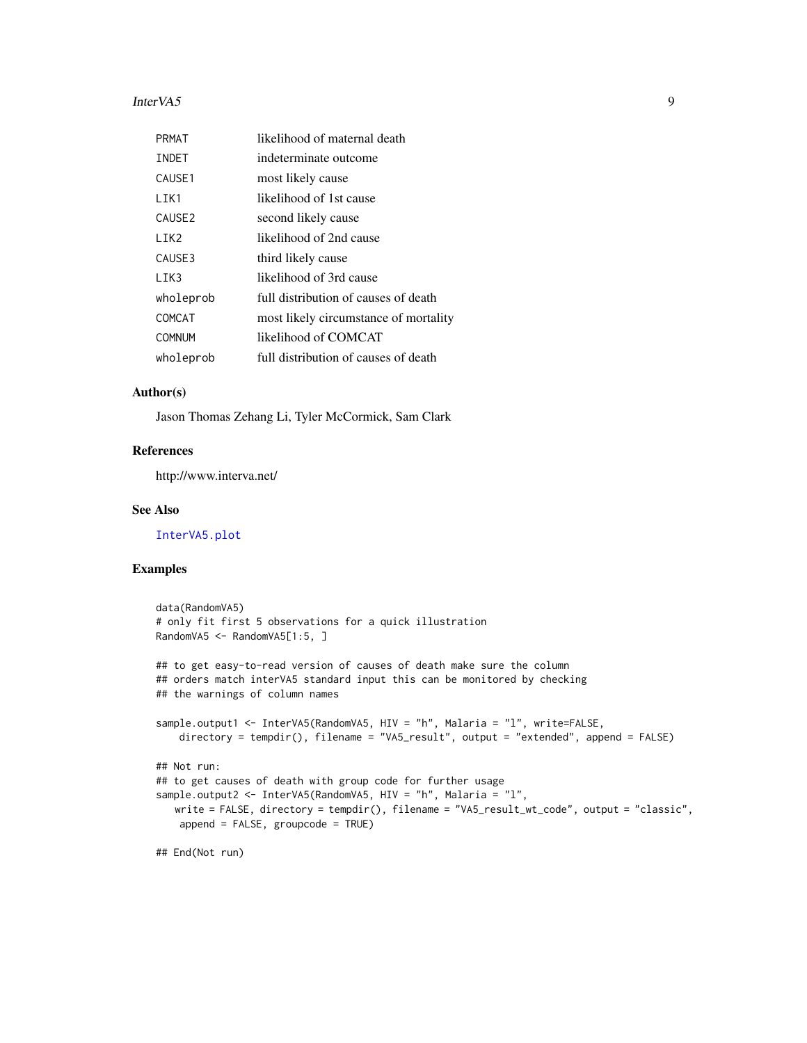| | |
|---|---|
| PRMAT | likelihood of maternal death |
| INDET | indeterminate outcome |
| CAUSE1 | most likely cause |
| LIK1 | likelihood of 1st cause |
| CAUSE2 | second likely cause |
| LIK2 | likelihood of 2nd cause |
| CAUSE3 | third likely cause |
| LIK3 | likelihood of 3rd cause |
| wholeprob | full distribution of causes of death |
| COMCAT | most likely circumstance of mortality |
| COMNUM | likelihood of COMCAT |
| wholeprob | full distribution of causes of death |

## Author(s)

Jason Thomas Zehang Li, Tyler McCormick, Sam Clark

## References

http://www.interva.net/

## See Also

InterVA5.plot

## Examples

```
data(RandomVA5)
# only fit first 5 observations for a quick illustration
RandomVA5 <- RandomVA5[1:5, ]

## to get easy-to-read version of causes of death make sure the column
## orders match interVA5 standard input this can be monitored by checking
## the warnings of column names

sample.output1 <- InterVA5(RandomVA5, HIV = "h", Malaria = "l", write=FALSE,
    directory = tempdir(), filename = "VA5_result", output = "extended", append = FALSE)

## Not run:
## to get causes of death with group code for further usage
sample.output2 <- InterVA5(RandomVA5, HIV = "h", Malaria = "l",
   write = FALSE, directory = tempdir(), filename = "VA5_result_wt_code", output = "classic",
    append = FALSE, groupcode = TRUE)

## End(Not run)
```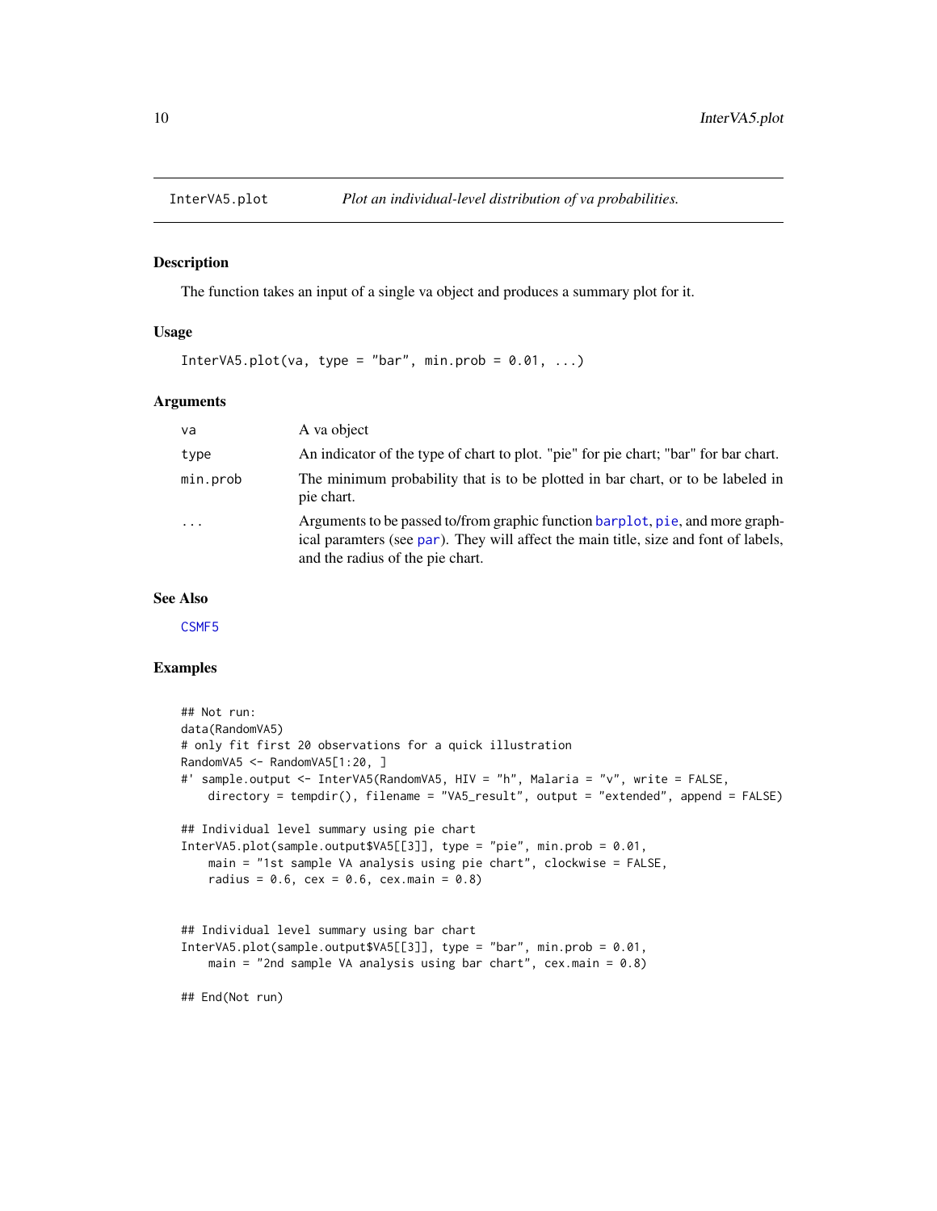InterVA5.plot *Plot an individual-level distribution of va probabilities.*

## Description

The function takes an input of a single va object and produces a summary plot for it.

## Usage

```
InterVA5.plot(va, type = "bar", min.prob = 0.01, ...)
```

## Arguments

| | |
|---|---|
| va | A va object |
| type | An indicator of the type of chart to plot. "pie" for pie chart; "bar" for bar chart. |
| min.prob | The minimum probability that is to be plotted in bar chart, or to be labeled in pie chart. |
| ... | Arguments to be passed to/from graphic function barplot, pie, and more graphical paramters (see par). They will affect the main title, size and font of labels, and the radius of the pie chart. |

## See Also

CSMF5

## Examples

```
## Not run:
data(RandomVA5)
# only fit first 20 observations for a quick illustration
RandomVA5 <- RandomVA5[1:20, ]
#' sample.output <- InterVA5(RandomVA5, HIV = "h", Malaria = "v", write = FALSE,
    directory = tempdir(), filename = "VA5_result", output = "extended", append = FALSE)

## Individual level summary using pie chart
InterVA5.plot(sample.output$VA5[[3]], type = "pie", min.prob = 0.01,
    main = "1st sample VA analysis using pie chart", clockwise = FALSE,
    radius = 0.6, cex = 0.6, cex.main = 0.8)


## Individual level summary using bar chart
InterVA5.plot(sample.output$VA5[[3]], type = "bar", min.prob = 0.01,
    main = "2nd sample VA analysis using bar chart", cex.main = 0.8)

## End(Not run)
```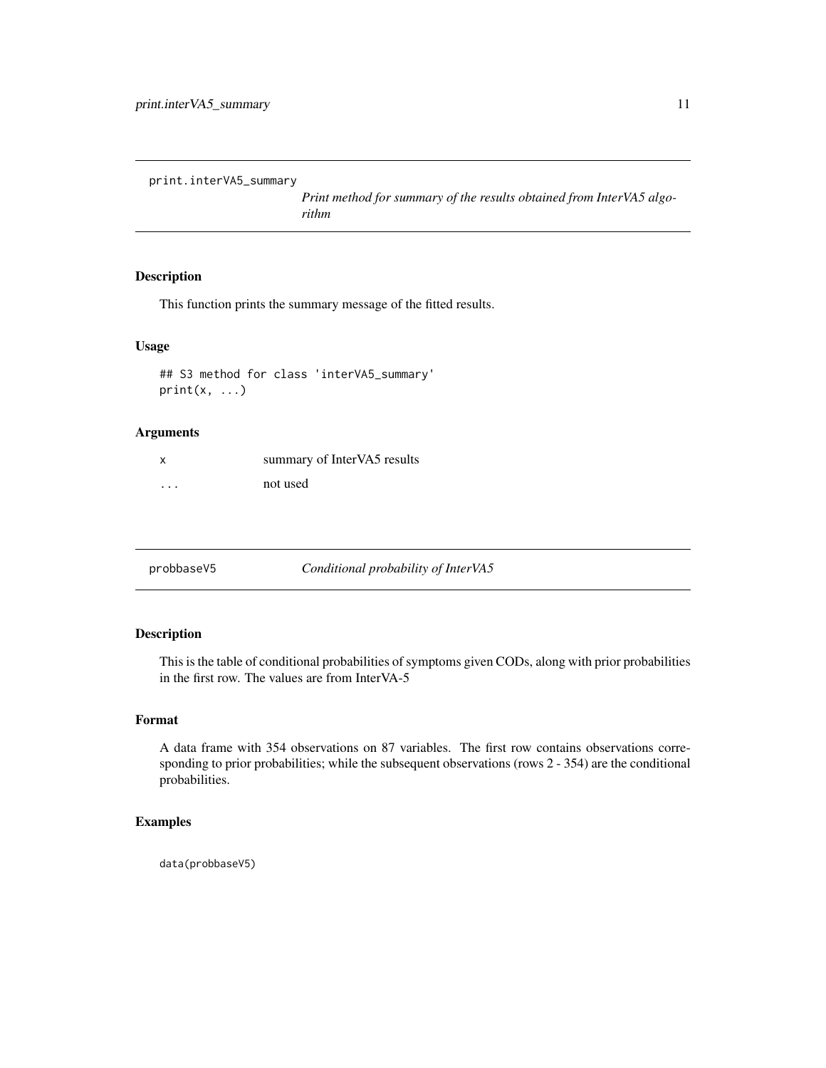## print.interVA5_summary

*Print method for summary of the results obtained from InterVA5 algorithm*

### Description

This function prints the summary message of the fitted results.

### Usage

```
## S3 method for class 'interVA5_summary'
print(x, ...)
```

### Arguments

| | |
|---|---|
| x | summary of InterVA5 results |
| ... | not used |

## probbaseV5

*Conditional probability of InterVA5*

### Description

This is the table of conditional probabilities of symptoms given CODs, along with prior probabilities in the first row. The values are from InterVA-5

### Format

A data frame with 354 observations on 87 variables. The first row contains observations corresponding to prior probabilities; while the subsequent observations (rows 2 - 354) are the conditional probabilities.

### Examples

```
data(probbaseV5)
```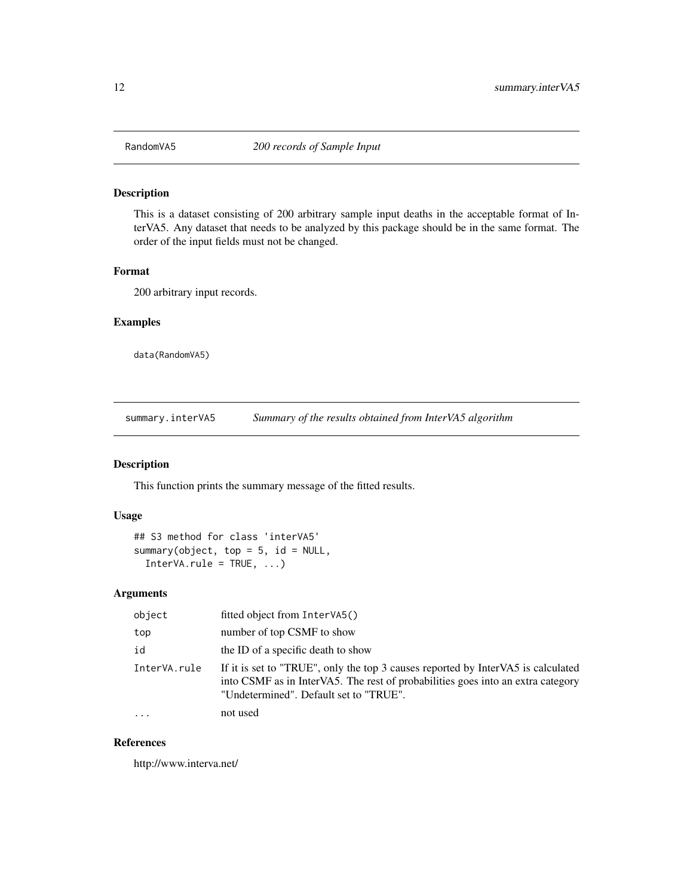## RandomVA5 — *200 records of Sample Input*

### Description

This is a dataset consisting of 200 arbitrary sample input deaths in the acceptable format of InterVA5. Any dataset that needs to be analyzed by this package should be in the same format. The order of the input fields must not be changed.

### Format

200 arbitrary input records.

### Examples

```
data(RandomVA5)
```

## summary.interVA5 — *Summary of the results obtained from InterVA5 algorithm*

### Description

This function prints the summary message of the fitted results.

### Usage

```
## S3 method for class 'interVA5'
summary(object, top = 5, id = NULL,
  InterVA.rule = TRUE, ...)
```

### Arguments

| | |
|---|---|
| object | fitted object from InterVA5() |
| top | number of top CSMF to show |
| id | the ID of a specific death to show |
| InterVA.rule | If it is set to "TRUE", only the top 3 causes reported by InterVA5 is calculated into CSMF as in InterVA5. The rest of probabilities goes into an extra category "Undetermined". Default set to "TRUE". |
| ... | not used |

### References

http://www.interva.net/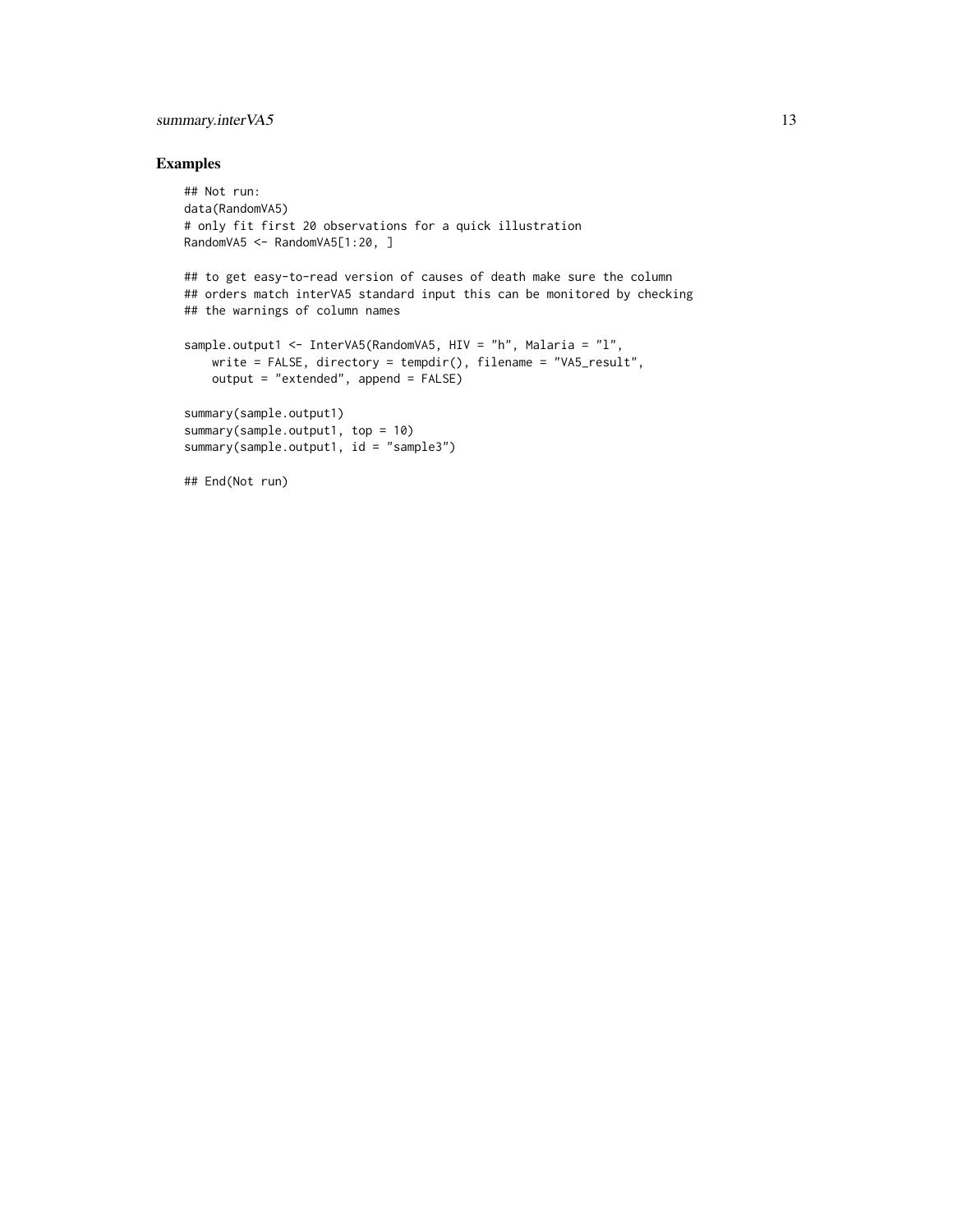## Examples

```
## Not run:
data(RandomVA5)
# only fit first 20 observations for a quick illustration
RandomVA5 <- RandomVA5[1:20, ]

## to get easy-to-read version of causes of death make sure the column
## orders match interVA5 standard input this can be monitored by checking
## the warnings of column names

sample.output1 <- InterVA5(RandomVA5, HIV = "h", Malaria = "l",
    write = FALSE, directory = tempdir(), filename = "VA5_result",
    output = "extended", append = FALSE)

summary(sample.output1)
summary(sample.output1, top = 10)
summary(sample.output1, id = "sample3")

## End(Not run)
```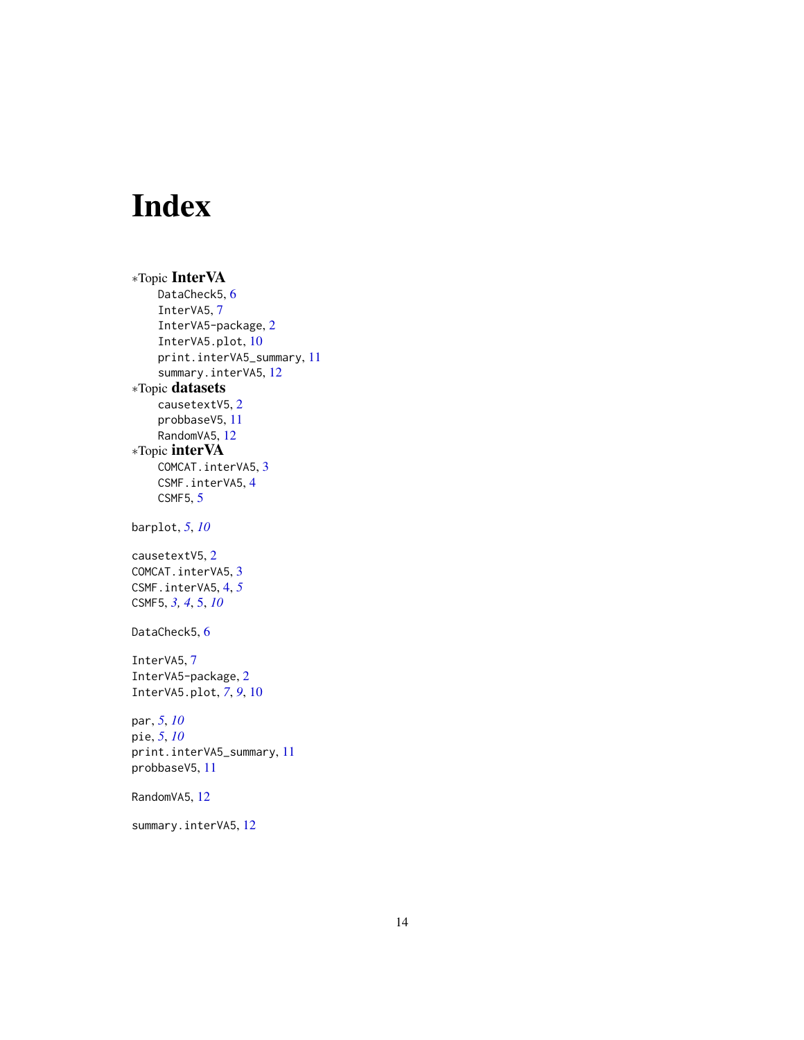# Index

*Topic **InterVA**
  DataCheck5, 6
  InterVA5, 7
  InterVA5-package, 2
  InterVA5.plot, 10
  print.interVA5_summary, 11
  summary.interVA5, 12
*Topic **datasets**
  causetextV5, 2
  probbaseV5, 11
  RandomVA5, 12
*Topic **interVA**
  COMCAT.interVA5, 3
  CSMF.interVA5, 4
  CSMF5, 5

barplot, *5*, *10*

causetextV5, 2
COMCAT.interVA5, 3
CSMF.interVA5, 4, *5*
CSMF5, *3, 4*, 5, *10*

DataCheck5, 6

InterVA5, 7
InterVA5-package, 2
InterVA5.plot, *7*, *9*, 10

par, *5*, *10*
pie, *5*, *10*
print.interVA5_summary, 11
probbaseV5, 11

RandomVA5, 12

summary.interVA5, 12